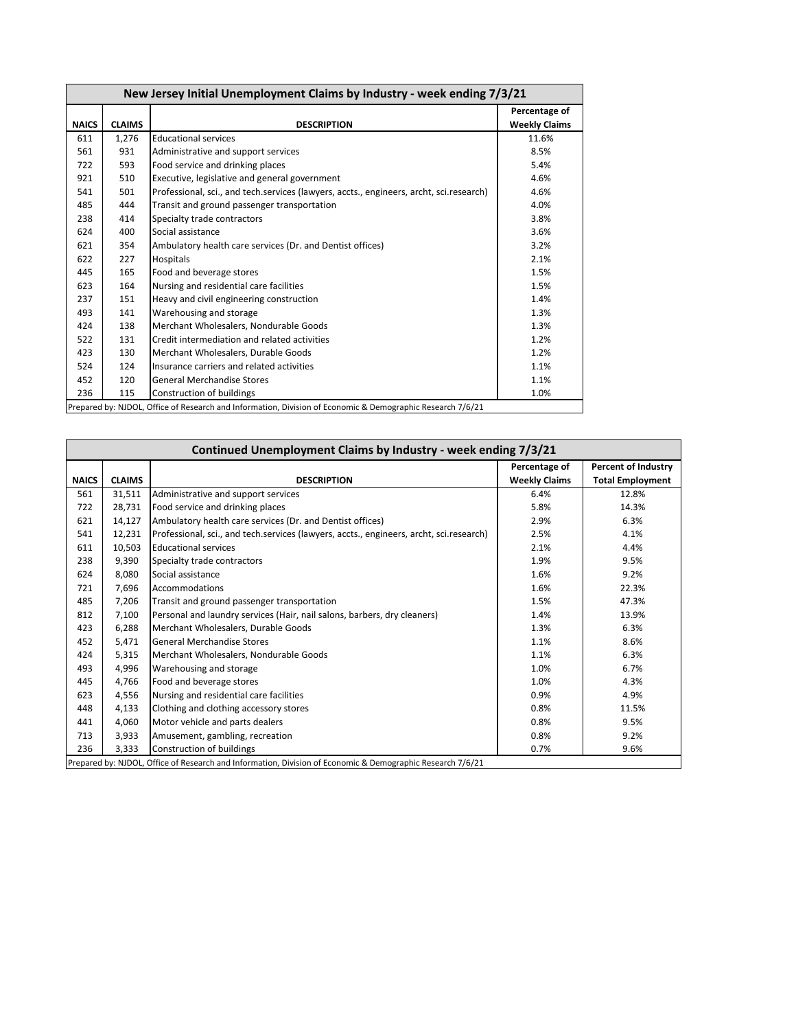| New Jersey Initial Unemployment Claims by Industry - week ending 7/3/21 | | | |
|---|---|---|---|
| **NAICS** | **CLAIMS** | **DESCRIPTION** | **Percentage of Weekly Claims** |
| 611 | 1,276 | Educational services | 11.6% |
| 561 | 931 | Administrative and support services | 8.5% |
| 722 | 593 | Food service and drinking places | 5.4% |
| 921 | 510 | Executive, legislative and general government | 4.6% |
| 541 | 501 | Professional, sci., and tech.services (lawyers, accts., engineers, archt, sci.research) | 4.6% |
| 485 | 444 | Transit and ground passenger transportation | 4.0% |
| 238 | 414 | Specialty trade contractors | 3.8% |
| 624 | 400 | Social assistance | 3.6% |
| 621 | 354 | Ambulatory health care services (Dr. and Dentist offices) | 3.2% |
| 622 | 227 | Hospitals | 2.1% |
| 445 | 165 | Food and beverage stores | 1.5% |
| 623 | 164 | Nursing and residential care facilities | 1.5% |
| 237 | 151 | Heavy and civil engineering construction | 1.4% |
| 493 | 141 | Warehousing and storage | 1.3% |
| 424 | 138 | Merchant Wholesalers, Nondurable Goods | 1.3% |
| 522 | 131 | Credit intermediation and related activities | 1.2% |
| 423 | 130 | Merchant Wholesalers, Durable Goods | 1.2% |
| 524 | 124 | Insurance carriers and related activities | 1.1% |
| 452 | 120 | General Merchandise Stores | 1.1% |
| 236 | 115 | Construction of buildings | 1.0% |

Prepared by: NJDOL, Office of Research and Information, Division of Economic & Demographic Research 7/6/21

| Continued Unemployment Claims by Industry - week ending 7/3/21 | | | | |
|---|---|---|---|---|
| **NAICS** | **CLAIMS** | **DESCRIPTION** | **Percentage of Weekly Claims** | **Percent of Industry Total Employment** |
| 561 | 31,511 | Administrative and support services | 6.4% | 12.8% |
| 722 | 28,731 | Food service and drinking places | 5.8% | 14.3% |
| 621 | 14,127 | Ambulatory health care services (Dr. and Dentist offices) | 2.9% | 6.3% |
| 541 | 12,231 | Professional, sci., and tech.services (lawyers, accts., engineers, archt, sci.research) | 2.5% | 4.1% |
| 611 | 10,503 | Educational services | 2.1% | 4.4% |
| 238 | 9,390 | Specialty trade contractors | 1.9% | 9.5% |
| 624 | 8,080 | Social assistance | 1.6% | 9.2% |
| 721 | 7,696 | Accommodations | 1.6% | 22.3% |
| 485 | 7,206 | Transit and ground passenger transportation | 1.5% | 47.3% |
| 812 | 7,100 | Personal and laundry services (Hair, nail salons, barbers, dry cleaners) | 1.4% | 13.9% |
| 423 | 6,288 | Merchant Wholesalers, Durable Goods | 1.3% | 6.3% |
| 452 | 5,471 | General Merchandise Stores | 1.1% | 8.6% |
| 424 | 5,315 | Merchant Wholesalers, Nondurable Goods | 1.1% | 6.3% |
| 493 | 4,996 | Warehousing and storage | 1.0% | 6.7% |
| 445 | 4,766 | Food and beverage stores | 1.0% | 4.3% |
| 623 | 4,556 | Nursing and residential care facilities | 0.9% | 4.9% |
| 448 | 4,133 | Clothing and clothing accessory stores | 0.8% | 11.5% |
| 441 | 4,060 | Motor vehicle and parts dealers | 0.8% | 9.5% |
| 713 | 3,933 | Amusement, gambling, recreation | 0.8% | 9.2% |
| 236 | 3,333 | Construction of buildings | 0.7% | 9.6% |

Prepared by: NJDOL, Office of Research and Information, Division of Economic & Demographic Research 7/6/21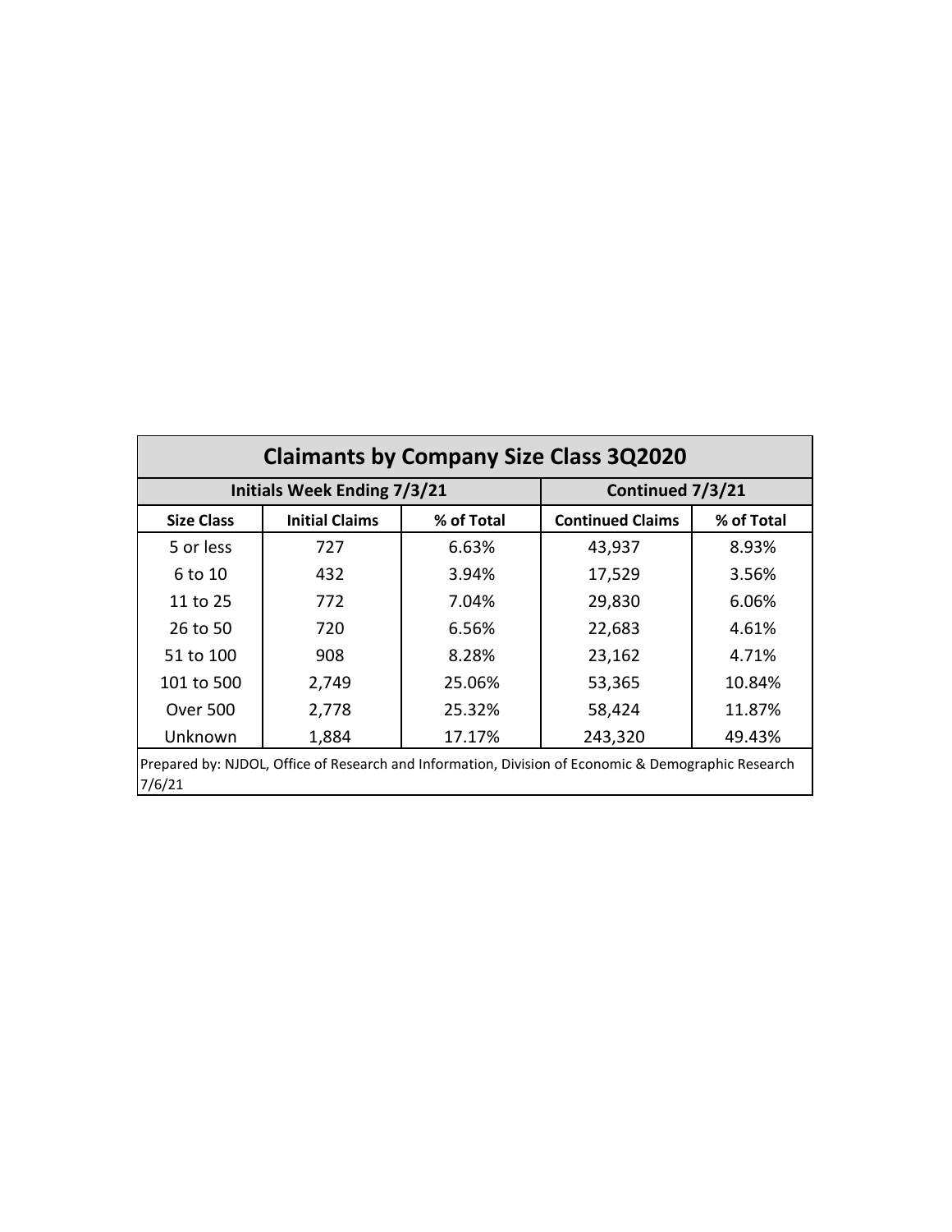## Claimants by Company Size Class 3Q2020

| Initials Week Ending 7/3/21 | | | Continued 7/3/21 | |
|---|---|---|---|---|
| Size Class | Initial Claims | % of Total | Continued Claims | % of Total |
| 5 or less | 727 | 6.63% | 43,937 | 8.93% |
| 6 to 10 | 432 | 3.94% | 17,529 | 3.56% |
| 11 to 25 | 772 | 7.04% | 29,830 | 6.06% |
| 26 to 50 | 720 | 6.56% | 22,683 | 4.61% |
| 51 to 100 | 908 | 8.28% | 23,162 | 4.71% |
| 101 to 500 | 2,749 | 25.06% | 53,365 | 10.84% |
| Over 500 | 2,778 | 25.32% | 58,424 | 11.87% |
| Unknown | 1,884 | 17.17% | 243,320 | 49.43% |

Prepared by: NJDOL, Office of Research and Information, Division of Economic & Demographic Research 7/6/21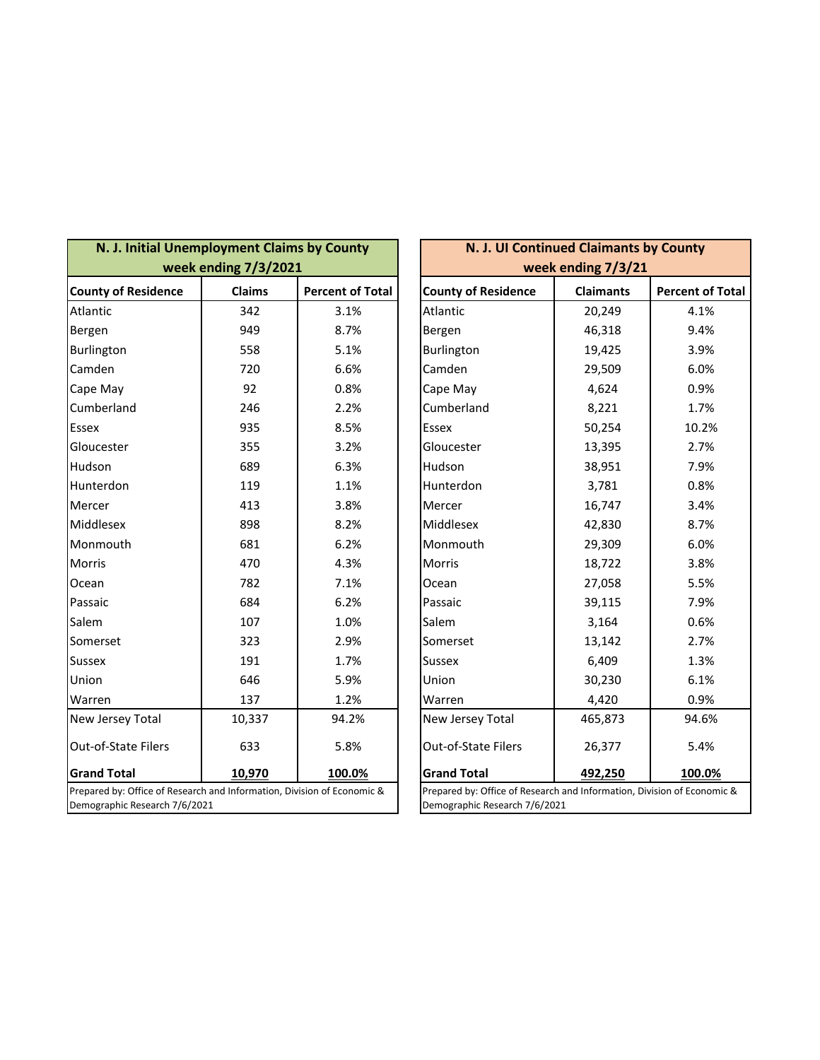| N. J. Initial Unemployment Claims by County week ending 7/3/2021 | | |
|---|---|---|
| **County of Residence** | **Claims** | **Percent of Total** |
| Atlantic | 342 | 3.1% |
| Bergen | 949 | 8.7% |
| Burlington | 558 | 5.1% |
| Camden | 720 | 6.6% |
| Cape May | 92 | 0.8% |
| Cumberland | 246 | 2.2% |
| Essex | 935 | 8.5% |
| Gloucester | 355 | 3.2% |
| Hudson | 689 | 6.3% |
| Hunterdon | 119 | 1.1% |
| Mercer | 413 | 3.8% |
| Middlesex | 898 | 8.2% |
| Monmouth | 681 | 6.2% |
| Morris | 470 | 4.3% |
| Ocean | 782 | 7.1% |
| Passaic | 684 | 6.2% |
| Salem | 107 | 1.0% |
| Somerset | 323 | 2.9% |
| Sussex | 191 | 1.7% |
| Union | 646 | 5.9% |
| Warren | 137 | 1.2% |
| New Jersey Total | 10,337 | 94.2% |
| Out-of-State Filers | 633 | 5.8% |
| **Grand Total** | **10,970** | **100.0%** |

Prepared by: Office of Research and Information, Division of Economic & Demographic Research 7/6/2021

| N. J. UI Continued Claimants by County week ending 7/3/21 | | |
|---|---|---|
| **County of Residence** | **Claimants** | **Percent of Total** |
| Atlantic | 20,249 | 4.1% |
| Bergen | 46,318 | 9.4% |
| Burlington | 19,425 | 3.9% |
| Camden | 29,509 | 6.0% |
| Cape May | 4,624 | 0.9% |
| Cumberland | 8,221 | 1.7% |
| Essex | 50,254 | 10.2% |
| Gloucester | 13,395 | 2.7% |
| Hudson | 38,951 | 7.9% |
| Hunterdon | 3,781 | 0.8% |
| Mercer | 16,747 | 3.4% |
| Middlesex | 42,830 | 8.7% |
| Monmouth | 29,309 | 6.0% |
| Morris | 18,722 | 3.8% |
| Ocean | 27,058 | 5.5% |
| Passaic | 39,115 | 7.9% |
| Salem | 3,164 | 0.6% |
| Somerset | 13,142 | 2.7% |
| Sussex | 6,409 | 1.3% |
| Union | 30,230 | 6.1% |
| Warren | 4,420 | 0.9% |
| New Jersey Total | 465,873 | 94.6% |
| Out-of-State Filers | 26,377 | 5.4% |
| **Grand Total** | **492,250** | **100.0%** |

Prepared by: Office of Research and Information, Division of Economic & Demographic Research 7/6/2021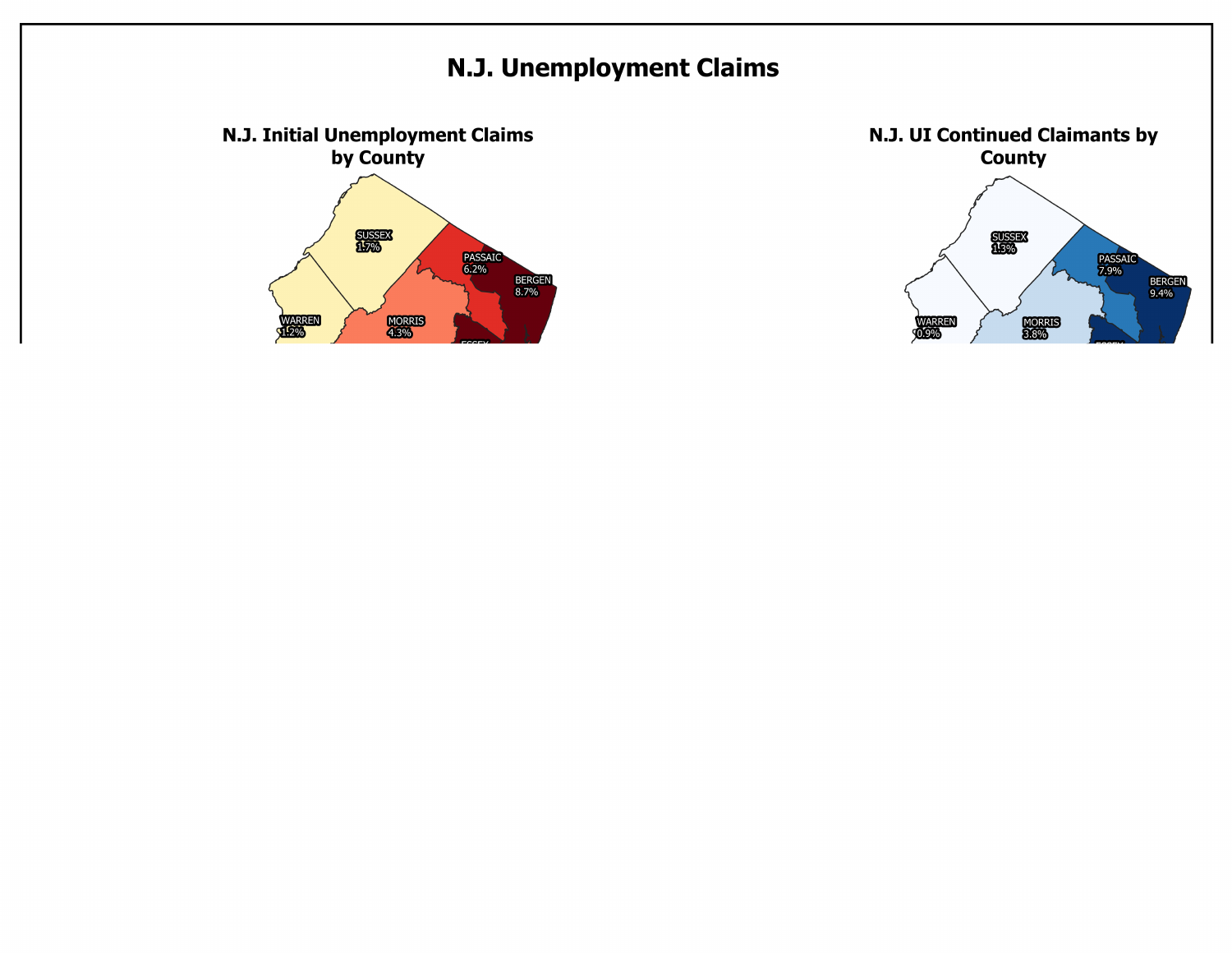# N.J. Unemployment Claims

## N.J. Initial Unemployment Claims by County

SUSSEX
1.7%

PASSAIC
6.2%

BERGEN
8.7%

WARREN
1.2%

MORRIS
4.3%

ESSEX

## N.J. UI Continued Claimants by County

SUSSEX
1.3%

PASSAIC
7.9%

BERGEN
9.4%

WARREN
0.9%

MORRIS
3.8%

ESSEX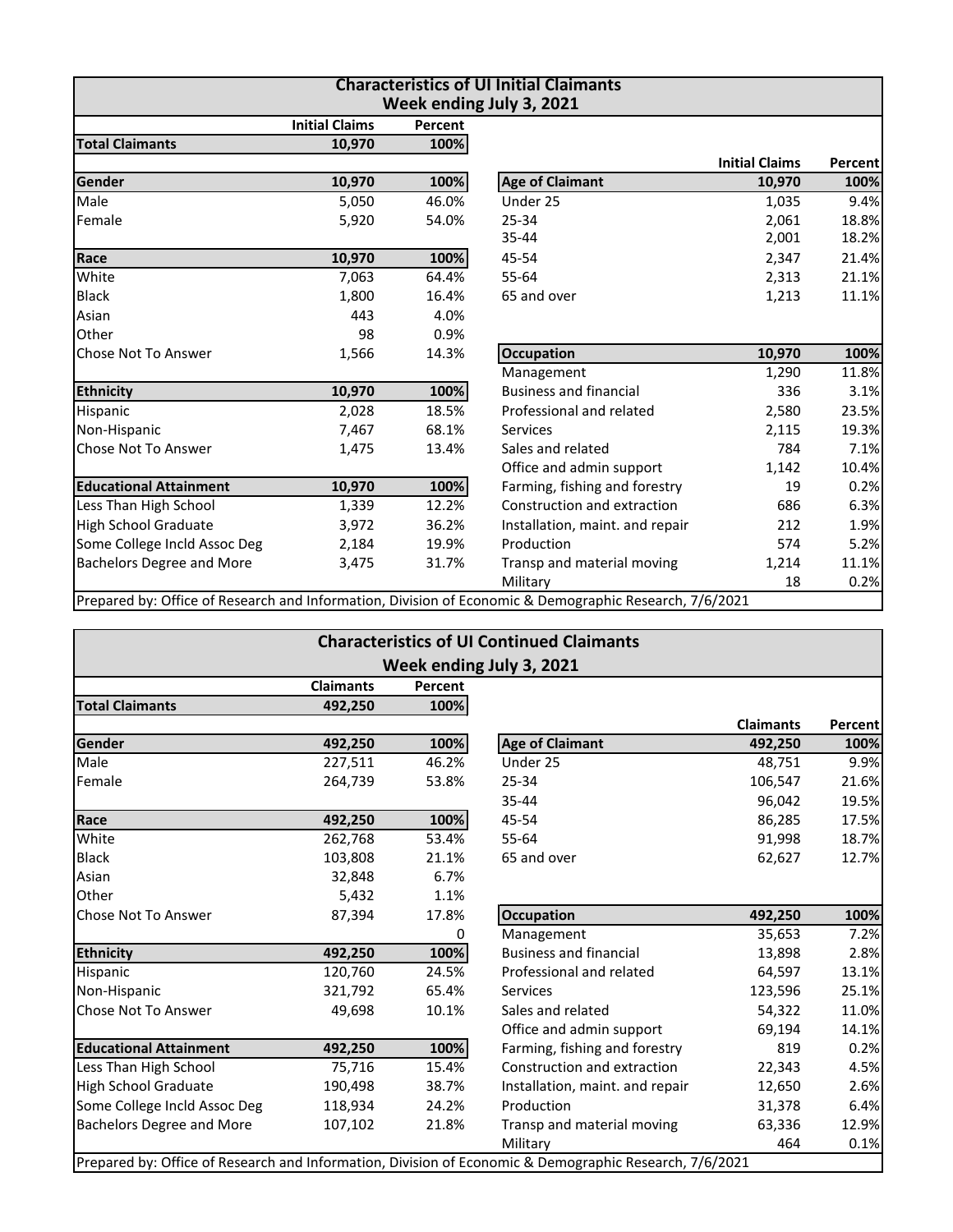## Characteristics of UI Initial Claimants

### Week ending July 3, 2021

| | Initial Claims | Percent |
|---|---|---|
| **Total Claimants** | **10,970** | **100%** |

| **Gender** | **10,970** | **100%** |
|---|---|---|
| Male | 5,050 | 46.0% |
| Female | 5,920 | 54.0% |

| **Race** | **10,970** | **100%** |
|---|---|---|
| White | 7,063 | 64.4% |
| Black | 1,800 | 16.4% |
| Asian | 443 | 4.0% |
| Other | 98 | 0.9% |
| Chose Not To Answer | 1,566 | 14.3% |

| **Ethnicity** | **10,970** | **100%** |
|---|---|---|
| Hispanic | 2,028 | 18.5% |
| Non-Hispanic | 7,467 | 68.1% |
| Chose Not To Answer | 1,475 | 13.4% |

| **Educational Attainment** | **10,970** | **100%** |
|---|---|---|
| Less Than High School | 1,339 | 12.2% |
| High School Graduate | 3,972 | 36.2% |
| Some College Incld Assoc Deg | 2,184 | 19.9% |
| Bachelors Degree and More | 3,475 | 31.7% |

| | Initial Claims | Percent |
|---|---|---|
| **Age of Claimant** | **10,970** | **100%** |
| Under 25 | 1,035 | 9.4% |
| 25-34 | 2,061 | 18.8% |
| 35-44 | 2,001 | 18.2% |
| 45-54 | 2,347 | 21.4% |
| 55-64 | 2,313 | 21.1% |
| 65 and over | 1,213 | 11.1% |

| **Occupation** | **10,970** | **100%** |
|---|---|---|
| Management | 1,290 | 11.8% |
| Business and financial | 336 | 3.1% |
| Professional and related | 2,580 | 23.5% |
| Services | 2,115 | 19.3% |
| Sales and related | 784 | 7.1% |
| Office and admin support | 1,142 | 10.4% |
| Farming, fishing and forestry | 19 | 0.2% |
| Construction and extraction | 686 | 6.3% |
| Installation, maint. and repair | 212 | 1.9% |
| Production | 574 | 5.2% |
| Transp and material moving | 1,214 | 11.1% |
| Military | 18 | 0.2% |

Prepared by: Office of Research and Information, Division of Economic & Demographic Research, 7/6/2021

## Characteristics of UI Continued Claimants

### Week ending July 3, 2021

| | Claimants | Percent |
|---|---|---|
| **Total Claimants** | **492,250** | **100%** |

| **Gender** | **492,250** | **100%** |
|---|---|---|
| Male | 227,511 | 46.2% |
| Female | 264,739 | 53.8% |

| **Race** | **492,250** | **100%** |
|---|---|---|
| White | 262,768 | 53.4% |
| Black | 103,808 | 21.1% |
| Asian | 32,848 | 6.7% |
| Other | 5,432 | 1.1% |
| Chose Not To Answer | 87,394 | 17.8% |
| | | 0 |

| **Ethnicity** | **492,250** | **100%** |
|---|---|---|
| Hispanic | 120,760 | 24.5% |
| Non-Hispanic | 321,792 | 65.4% |
| Chose Not To Answer | 49,698 | 10.1% |

| **Educational Attainment** | **492,250** | **100%** |
|---|---|---|
| Less Than High School | 75,716 | 15.4% |
| High School Graduate | 190,498 | 38.7% |
| Some College Incld Assoc Deg | 118,934 | 24.2% |
| Bachelors Degree and More | 107,102 | 21.8% |

| | Claimants | Percent |
|---|---|---|
| **Age of Claimant** | **492,250** | **100%** |
| Under 25 | 48,751 | 9.9% |
| 25-34 | 106,547 | 21.6% |
| 35-44 | 96,042 | 19.5% |
| 45-54 | 86,285 | 17.5% |
| 55-64 | 91,998 | 18.7% |
| 65 and over | 62,627 | 12.7% |

| **Occupation** | **492,250** | **100%** |
|---|---|---|
| Management | 35,653 | 7.2% |
| Business and financial | 13,898 | 2.8% |
| Professional and related | 64,597 | 13.1% |
| Services | 123,596 | 25.1% |
| Sales and related | 54,322 | 11.0% |
| Office and admin support | 69,194 | 14.1% |
| Farming, fishing and forestry | 819 | 0.2% |
| Construction and extraction | 22,343 | 4.5% |
| Installation, maint. and repair | 12,650 | 2.6% |
| Production | 31,378 | 6.4% |
| Transp and material moving | 63,336 | 12.9% |
| Military | 464 | 0.1% |

Prepared by: Office of Research and Information, Division of Economic & Demographic Research, 7/6/2021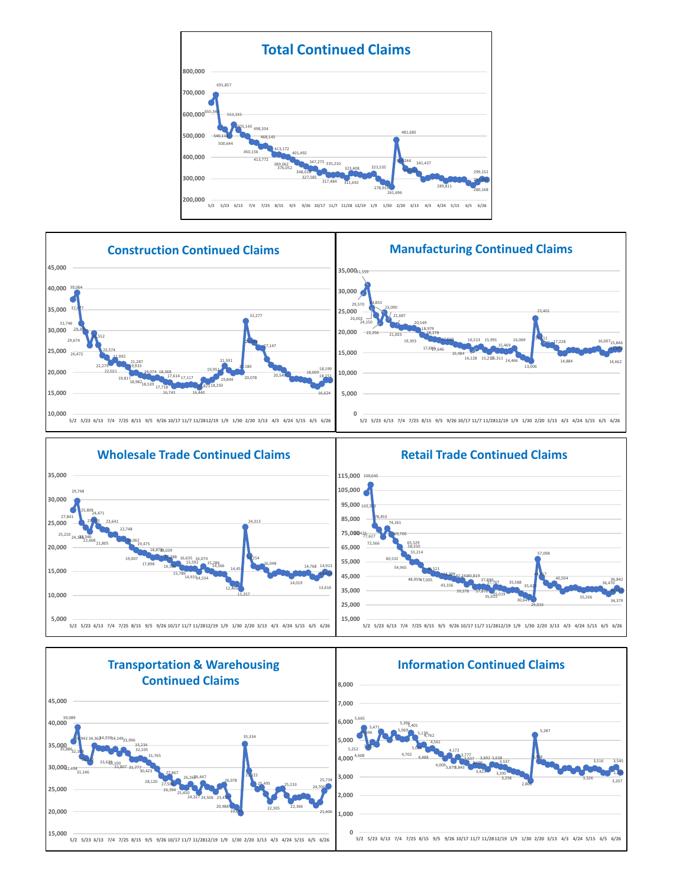## Total Continued Claims

## Construction Continued Claims

## Manufacturing Continued Claims

## Wholesale Trade Continued Claims

## Retail Trade Continued Claims

## Transportation & Warehousing Continued Claims

## Information Continued Claims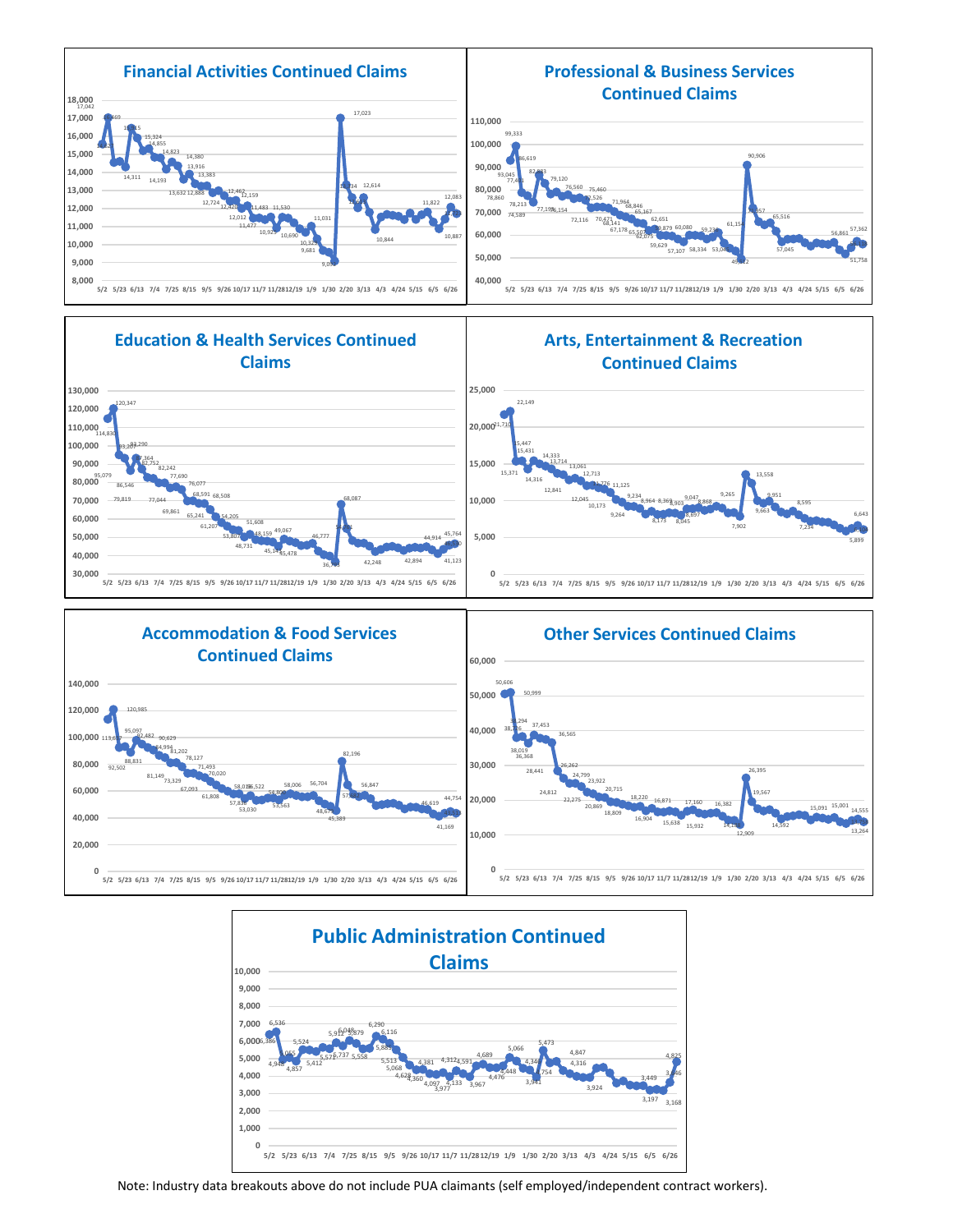## Financial Activities Continued Claims

18,000
17,000
16,000
15,000
14,000
13,000
12,000
11,000
10,000
9,000
8,000

17,042
16,469
15,515
15,324
14,855
14,823
14,311
14,193
14,380
13,916
13,632
12,888
13,383
12,724
12,462
12,420
12,159
12,012
11,483
11,477
10,923
11,530
10,690
11,031
10,325
9,681
9,058
17,023
13,334
12,614
10,844
11,822
12,083
10,887

5/2 5/23 6/13 7/4 7/25 8/15 9/5 9/26 10/17 11/7 11/28 12/19 1/9 1/30 2/20 3/13 4/3 4/24 5/15 6/5 6/26

## Professional & Business Services Continued Claims

110,000
100,000
90,000
80,000
70,000
60,000
50,000
40,000

99,333
93,045
86,619
82,883
79,120
78,860
78,213
77,401
77,199
76,560
76,154
75,460
74,589
72,526
72,116
71,964
70,471
68,846
68,141
67,178
65,167
65,505
62,651
62,075
60,080
59,879
59,629
59,236
58,334
57,107
53,042
61,154
49,812
90,906
71,657
65,516
57,045
56,861
57,362
51,758

5/2 5/23 6/13 7/4 7/25 8/15 9/5 9/26 10/17 11/7 11/28 12/19 1/9 1/30 2/20 3/13 4/3 4/24 5/15 6/5 6/26

## Education & Health Services Continued Claims

130,000
120,000
110,000
100,000
90,000
80,000
70,000
60,000
50,000
40,000
30,000

120,347
114,830
93,290
93,267
87,364
95,079
86,546
82,752
82,242
79,819
77,690
77,044
76,077
69,861
68,591
68,508
65,241
61,207
54,205
53,807
51,608
48,731
48,159
49,067
45,178
45,478
46,777
36,703
68,087
54,781
42,248
44,914
42,894
45,764
41,123

5/2 5/23 6/13 7/4 7/25 8/15 9/5 9/26 10/17 11/7 11/28 12/19 1/9 1/30 2/20 3/13 4/3 4/24 5/15 6/5 6/26

## Arts, Entertainment & Recreation Continued Claims

25,000
20,000
15,000
10,000
5,000
0

22,149
21,710
15,447
15,431
15,371
14,333
13,714
14,316
13,061
12,841
12,713
11,726
12,045
11,125
10,173
9,234
9,264
8,964
8,369
8,903
8,173
9,047
8,868
8,045
8,697
9,265
7,902
13,558
9,951
9,663
8,595
7,234
6,643
5,899

5/2 5/23 6/13 7/4 7/25 8/15 9/5 9/26 10/17 11/7 11/28 12/19 1/9 1/30 2/20 3/13 4/3 4/24 5/15 6/5 6/26

## Accommodation & Food Services Continued Claims

140,000
120,000
100,000
80,000
60,000
40,000
20,000
0

120,985
113,657
95,097
92,482
90,629
92,502
88,831
84,994
81,202
81,149
78,127
73,329
71,493
70,020
67,093
61,808
58,016
56,522
57,838
53,030
54,807
53,563
58,006
56,704
48,673
45,389
82,196
57,939
56,847
46,619
44,754
41,169

5/2 5/23 6/13 7/4 7/25 8/15 9/5 9/26 10/17 11/7 11/28 12/19 1/9 1/30 2/20 3/13 4/3 4/24 5/15 6/5 6/26

## Other Services Continued Claims

60,000
50,000
40,000
30,000
20,000
10,000
0

50,606
50,999
39,294
38,116
37,453
38,019
36,368
36,565
28,441
26,262
24,812
24,799
22,275
23,922
20,869
20,715
18,809
18,220
16,904
16,871
15,638
17,160
15,932
16,382
14,180
12,909
26,395
19,567
14,592
15,091
15,001
14,555
13,264

5/2 5/23 6/13 7/4 7/25 8/15 9/5 9/26 10/17 11/7 11/28 12/19 1/9 1/30 2/20 3/13 4/3 4/24 5/15 6/5 6/26

## Public Administration Continued Claims

10,000
9,000
8,000
7,000
6,000
5,000
4,000
3,000
2,000
1,000
0

6,536
6,386
4,948
5,055
4,857
5,524
5,412
5,572
5,912
6,048
5,737
5,879
5,558
6,290
6,116
5,885
5,513
5,068
4,628
4,360
4,381
4,097
3,977
4,312
4,133
4,591
3,967
4,689
4,476
4,448
5,066
4,344
3,941
3,754
5,473
4,847
4,316
3,924
3,449
3,197
3,168
3,946
4,825

5/2 5/23 6/13 7/4 7/25 8/15 9/5 9/26 10/17 11/7 11/28 12/19 1/9 1/30 2/20 3/13 4/3 4/24 5/15 6/5 6/26

Note: Industry data breakouts above do not include PUA claimants (self employed/independent contract workers).